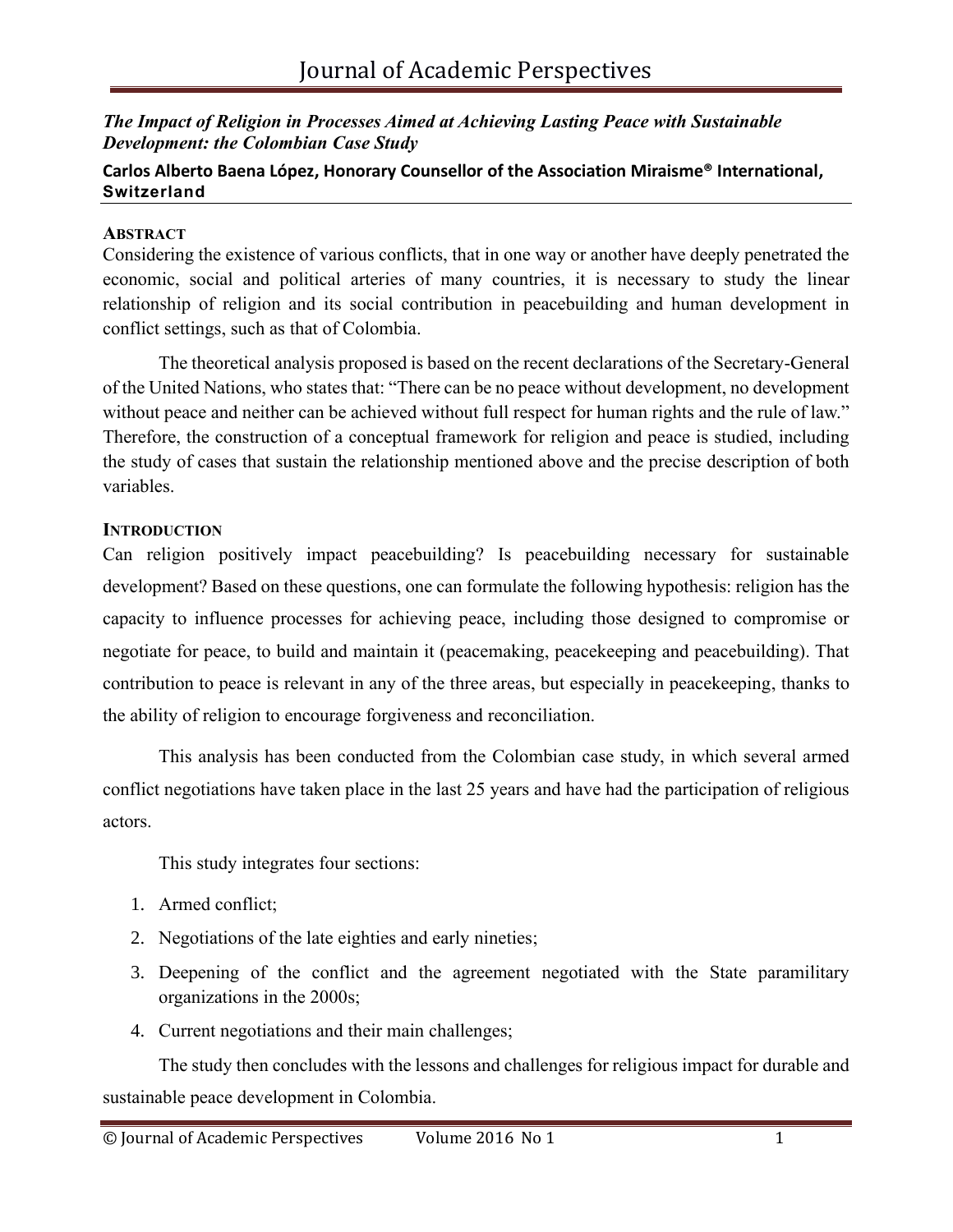*The Impact of Religion in Processes Aimed at Achieving Lasting Peace with Sustainable Development: the Colombian Case Study*

**Carlos Alberto Baena López, Honorary Counsellor of the Association Miraisme® International, Switzerland**

## ABSTRACT

Considering the existence of various conflicts, that in one way or another have deeply penetrated the economic, social and political arteries of many countries, it is necessary to study the linear relationship of religion and its social contribution in peacebuilding and human development in conflict settings, such as that of Colombia.

The theoretical analysis proposed is based on the recent declarations of the Secretary-General of the United Nations, who states that: "There can be no peace without development, no development without peace and neither can be achieved without full respect for human rights and the rule of law." Therefore, the construction of a conceptual framework for religion and peace is studied, including the study of cases that sustain the relationship mentioned above and the precise description of both variables.

## INTRODUCTION

Can religion positively impact peacebuilding? Is peacebuilding necessary for sustainable development? Based on these questions, one can formulate the following hypothesis: religion has the capacity to influence processes for achieving peace, including those designed to compromise or negotiate for peace, to build and maintain it (peacemaking, peacekeeping and peacebuilding). That contribution to peace is relevant in any of the three areas, but especially in peacekeeping, thanks to the ability of religion to encourage forgiveness and reconciliation.

This analysis has been conducted from the Colombian case study, in which several armed conflict negotiations have taken place in the last 25 years and have had the participation of religious actors.

This study integrates four sections:

1. Armed conflict;
2. Negotiations of the late eighties and early nineties;
3. Deepening of the conflict and the agreement negotiated with the State paramilitary organizations in the 2000s;
4. Current negotiations and their main challenges;

The study then concludes with the lessons and challenges for religious impact for durable and sustainable peace development in Colombia.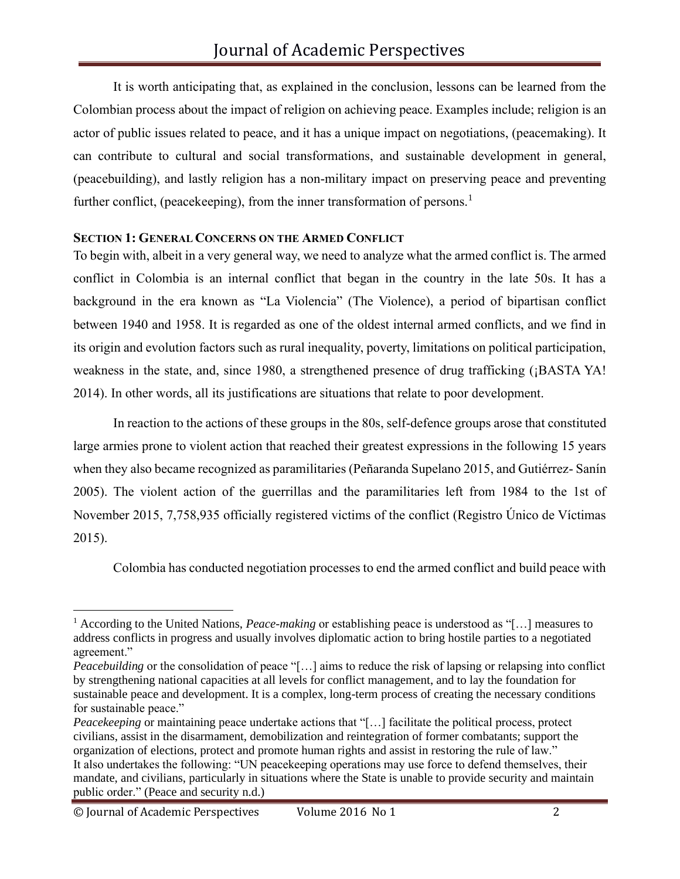It is worth anticipating that, as explained in the conclusion, lessons can be learned from the Colombian process about the impact of religion on achieving peace. Examples include; religion is an actor of public issues related to peace, and it has a unique impact on negotiations, (peacemaking). It can contribute to cultural and social transformations, and sustainable development in general, (peacebuilding), and lastly religion has a non-military impact on preserving peace and preventing further conflict, (peacekeeping), from the inner transformation of persons.[1]

## Section 1: General Concerns on the Armed Conflict

To begin with, albeit in a very general way, we need to analyze what the armed conflict is. The armed conflict in Colombia is an internal conflict that began in the country in the late 50s. It has a background in the era known as "La Violencia" (The Violence), a period of bipartisan conflict between 1940 and 1958. It is regarded as one of the oldest internal armed conflicts, and we find in its origin and evolution factors such as rural inequality, poverty, limitations on political participation, weakness in the state, and, since 1980, a strengthened presence of drug trafficking (¡BASTA YA! 2014). In other words, all its justifications are situations that relate to poor development.

In reaction to the actions of these groups in the 80s, self-defence groups arose that constituted large armies prone to violent action that reached their greatest expressions in the following 15 years when they also became recognized as paramilitaries (Peñaranda Supelano 2015, and Gutiérrez- Sanín 2005). The violent action of the guerrillas and the paramilitaries left from 1984 to the 1st of November 2015, 7,758,935 officially registered victims of the conflict (Registro Único de Víctimas 2015).

Colombia has conducted negotiation processes to end the armed conflict and build peace with

---

[1] According to the United Nations, *Peace-making* or establishing peace is understood as "[…] measures to address conflicts in progress and usually involves diplomatic action to bring hostile parties to a negotiated agreement."

*Peacebuilding* or the consolidation of peace "[…] aims to reduce the risk of lapsing or relapsing into conflict by strengthening national capacities at all levels for conflict management, and to lay the foundation for sustainable peace and development. It is a complex, long-term process of creating the necessary conditions for sustainable peace."

*Peacekeeping* or maintaining peace undertake actions that "[…] facilitate the political process, protect civilians, assist in the disarmament, demobilization and reintegration of former combatants; support the organization of elections, protect and promote human rights and assist in restoring the rule of law."

It also undertakes the following: "UN peacekeeping operations may use force to defend themselves, their mandate, and civilians, particularly in situations where the State is unable to provide security and maintain public order." (Peace and security n.d.)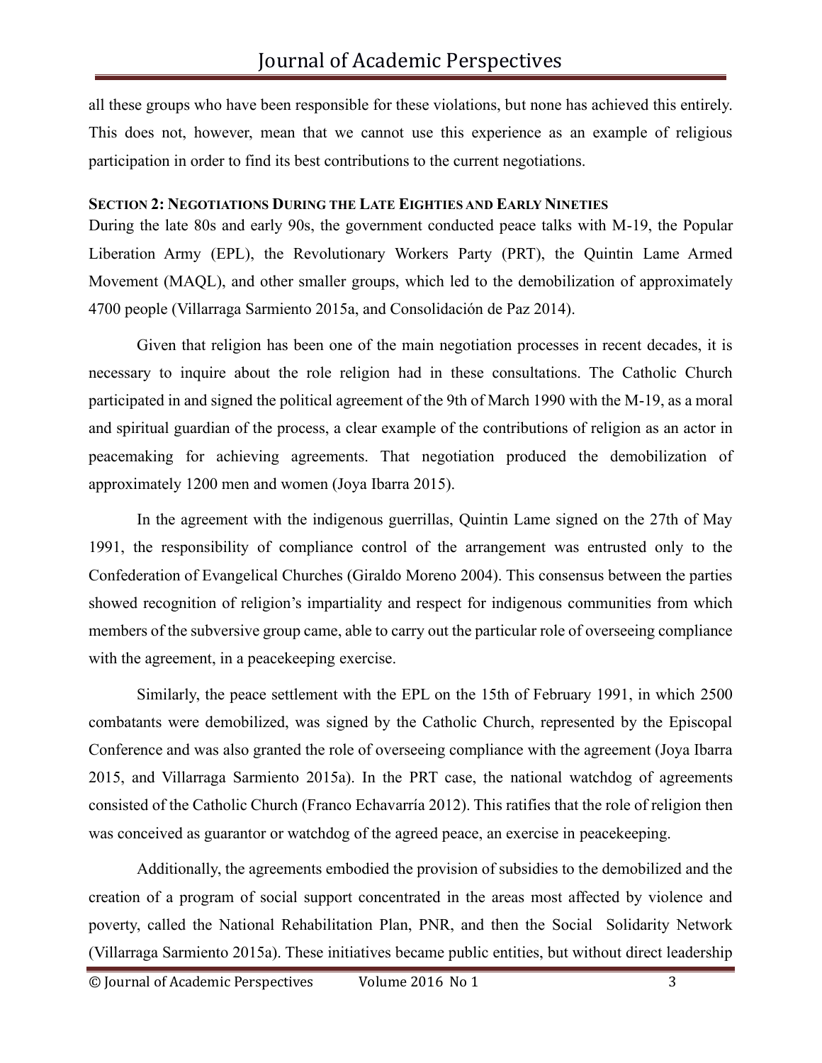all these groups who have been responsible for these violations, but none has achieved this entirely. This does not, however, mean that we cannot use this experience as an example of religious participation in order to find its best contributions to the current negotiations.

## SECTION 2: NEGOTIATIONS DURING THE LATE EIGHTIES AND EARLY NINETIES

During the late 80s and early 90s, the government conducted peace talks with M-19, the Popular Liberation Army (EPL), the Revolutionary Workers Party (PRT), the Quintin Lame Armed Movement (MAQL), and other smaller groups, which led to the demobilization of approximately 4700 people (Villarraga Sarmiento 2015a, and Consolidación de Paz 2014).

Given that religion has been one of the main negotiation processes in recent decades, it is necessary to inquire about the role religion had in these consultations. The Catholic Church participated in and signed the political agreement of the 9th of March 1990 with the M-19, as a moral and spiritual guardian of the process, a clear example of the contributions of religion as an actor in peacemaking for achieving agreements. That negotiation produced the demobilization of approximately 1200 men and women (Joya Ibarra 2015).

In the agreement with the indigenous guerrillas, Quintin Lame signed on the 27th of May 1991, the responsibility of compliance control of the arrangement was entrusted only to the Confederation of Evangelical Churches (Giraldo Moreno 2004). This consensus between the parties showed recognition of religion's impartiality and respect for indigenous communities from which members of the subversive group came, able to carry out the particular role of overseeing compliance with the agreement, in a peacekeeping exercise.

Similarly, the peace settlement with the EPL on the 15th of February 1991, in which 2500 combatants were demobilized, was signed by the Catholic Church, represented by the Episcopal Conference and was also granted the role of overseeing compliance with the agreement (Joya Ibarra 2015, and Villarraga Sarmiento 2015a). In the PRT case, the national watchdog of agreements consisted of the Catholic Church (Franco Echavarría 2012). This ratifies that the role of religion then was conceived as guarantor or watchdog of the agreed peace, an exercise in peacekeeping.

Additionally, the agreements embodied the provision of subsidies to the demobilized and the creation of a program of social support concentrated in the areas most affected by violence and poverty, called the National Rehabilitation Plan, PNR, and then the Social Solidarity Network (Villarraga Sarmiento 2015a). These initiatives became public entities, but without direct leadership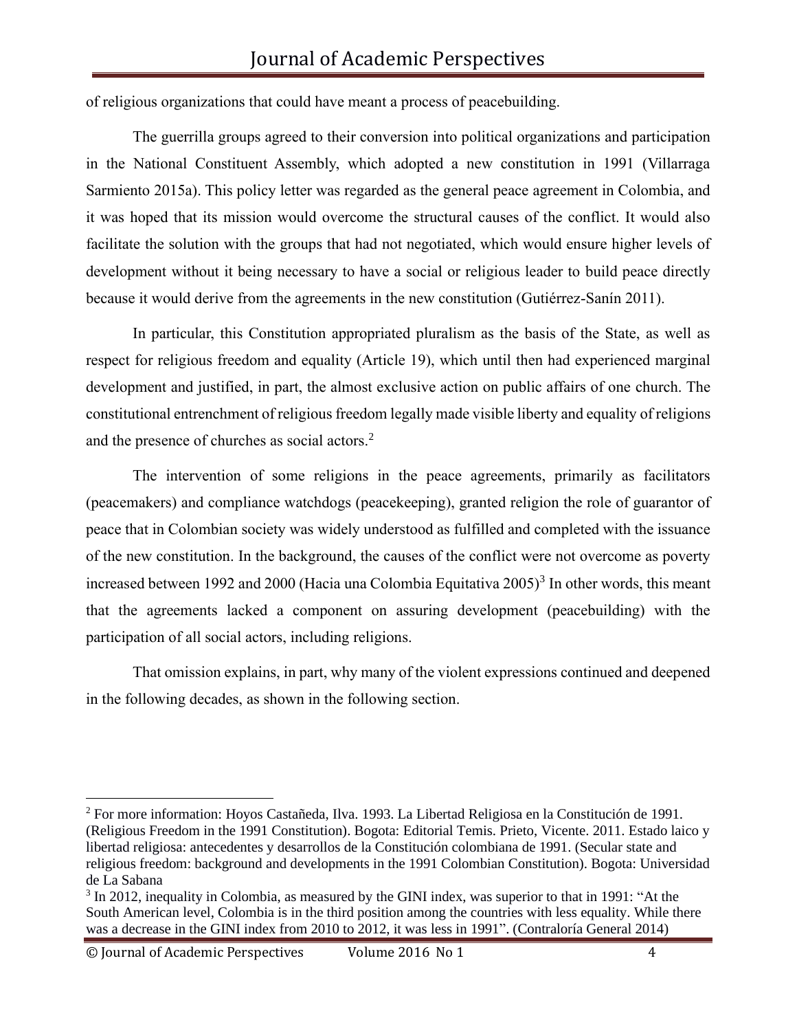of religious organizations that could have meant a process of peacebuilding.

The guerrilla groups agreed to their conversion into political organizations and participation in the National Constituent Assembly, which adopted a new constitution in 1991 (Villarraga Sarmiento 2015a). This policy letter was regarded as the general peace agreement in Colombia, and it was hoped that its mission would overcome the structural causes of the conflict. It would also facilitate the solution with the groups that had not negotiated, which would ensure higher levels of development without it being necessary to have a social or religious leader to build peace directly because it would derive from the agreements in the new constitution (Gutiérrez-Sanín 2011).

In particular, this Constitution appropriated pluralism as the basis of the State, as well as respect for religious freedom and equality (Article 19), which until then had experienced marginal development and justified, in part, the almost exclusive action on public affairs of one church. The constitutional entrenchment of religious freedom legally made visible liberty and equality of religions and the presence of churches as social actors.[2]

The intervention of some religions in the peace agreements, primarily as facilitators (peacemakers) and compliance watchdogs (peacekeeping), granted religion the role of guarantor of peace that in Colombian society was widely understood as fulfilled and completed with the issuance of the new constitution. In the background, the causes of the conflict were not overcome as poverty increased between 1992 and 2000 (Hacia una Colombia Equitativa 2005)[3] In other words, this meant that the agreements lacked a component on assuring development (peacebuilding) with the participation of all social actors, including religions.

That omission explains, in part, why many of the violent expressions continued and deepened in the following decades, as shown in the following section.

---

[2] For more information: Hoyos Castañeda, Ilva. 1993. La Libertad Religiosa en la Constitución de 1991. (Religious Freedom in the 1991 Constitution). Bogota: Editorial Temis. Prieto, Vicente. 2011. Estado laico y libertad religiosa: antecedentes y desarrollos de la Constitución colombiana de 1991. (Secular state and religious freedom: background and developments in the 1991 Colombian Constitution). Bogota: Universidad de La Sabana

[3] In 2012, inequality in Colombia, as measured by the GINI index, was superior to that in 1991: "At the South American level, Colombia is in the third position among the countries with less equality. While there was a decrease in the GINI index from 2010 to 2012, it was less in 1991". (Contraloría General 2014)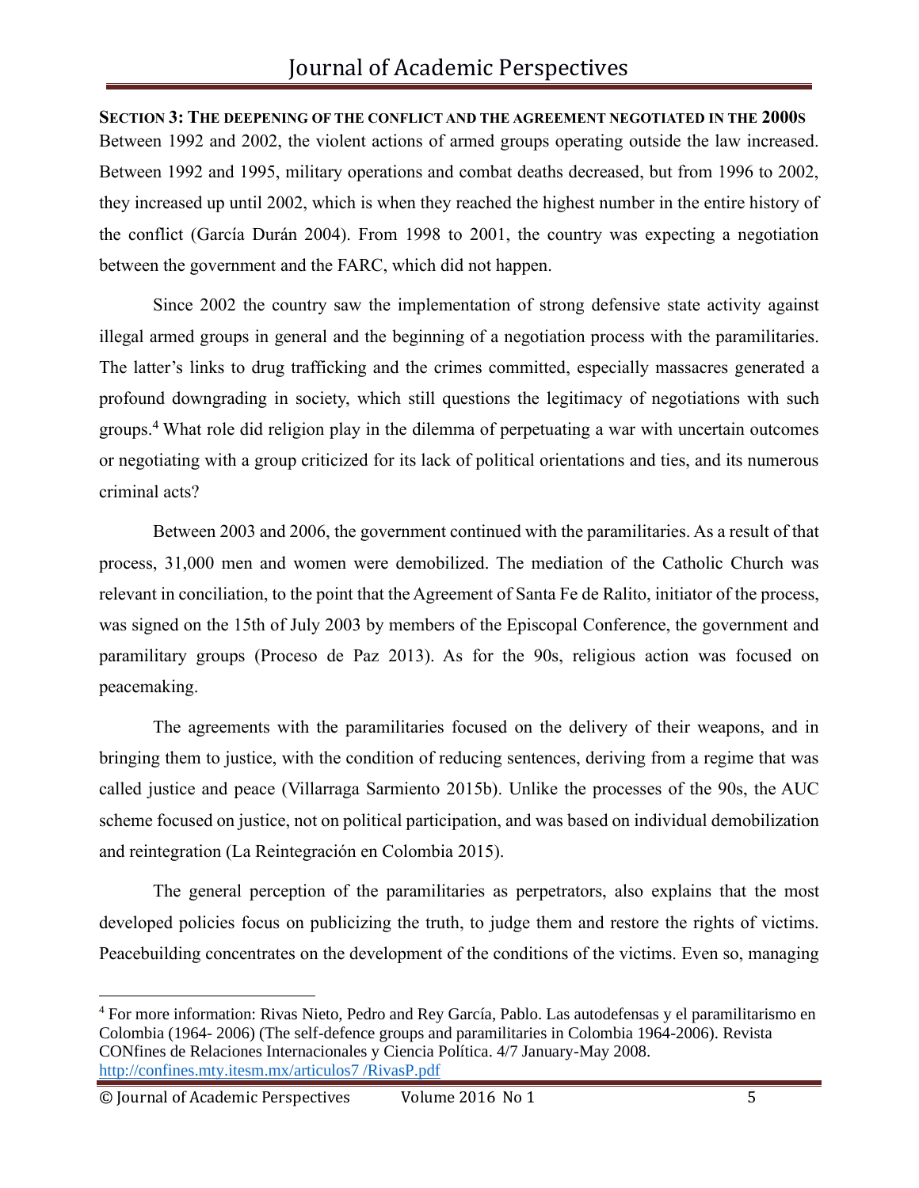**SECTION 3: THE DEEPENING OF THE CONFLICT AND THE AGREEMENT NEGOTIATED IN THE 2000S**

Between 1992 and 2002, the violent actions of armed groups operating outside the law increased. Between 1992 and 1995, military operations and combat deaths decreased, but from 1996 to 2002, they increased up until 2002, which is when they reached the highest number in the entire history of the conflict (García Durán 2004). From 1998 to 2001, the country was expecting a negotiation between the government and the FARC, which did not happen.

Since 2002 the country saw the implementation of strong defensive state activity against illegal armed groups in general and the beginning of a negotiation process with the paramilitaries. The latter's links to drug trafficking and the crimes committed, especially massacres generated a profound downgrading in society, which still questions the legitimacy of negotiations with such groups.[4] What role did religion play in the dilemma of perpetuating a war with uncertain outcomes or negotiating with a group criticized for its lack of political orientations and ties, and its numerous criminal acts?

Between 2003 and 2006, the government continued with the paramilitaries. As a result of that process, 31,000 men and women were demobilized. The mediation of the Catholic Church was relevant in conciliation, to the point that the Agreement of Santa Fe de Ralito, initiator of the process, was signed on the 15th of July 2003 by members of the Episcopal Conference, the government and paramilitary groups (Proceso de Paz 2013). As for the 90s, religious action was focused on peacemaking.

The agreements with the paramilitaries focused on the delivery of their weapons, and in bringing them to justice, with the condition of reducing sentences, deriving from a regime that was called justice and peace (Villarraga Sarmiento 2015b). Unlike the processes of the 90s, the AUC scheme focused on justice, not on political participation, and was based on individual demobilization and reintegration (La Reintegración en Colombia 2015).

The general perception of the paramilitaries as perpetrators, also explains that the most developed policies focus on publicizing the truth, to judge them and restore the rights of victims. Peacebuilding concentrates on the development of the conditions of the victims. Even so, managing

---

[4] For more information: Rivas Nieto, Pedro and Rey García, Pablo. Las autodefensas y el paramilitarismo en Colombia (1964- 2006) (The self-defence groups and paramilitaries in Colombia 1964-2006). Revista CONfines de Relaciones Internacionales y Ciencia Política. 4/7 January-May 2008. http://confines.mty.itesm.mx/articulos7 /RivasP.pdf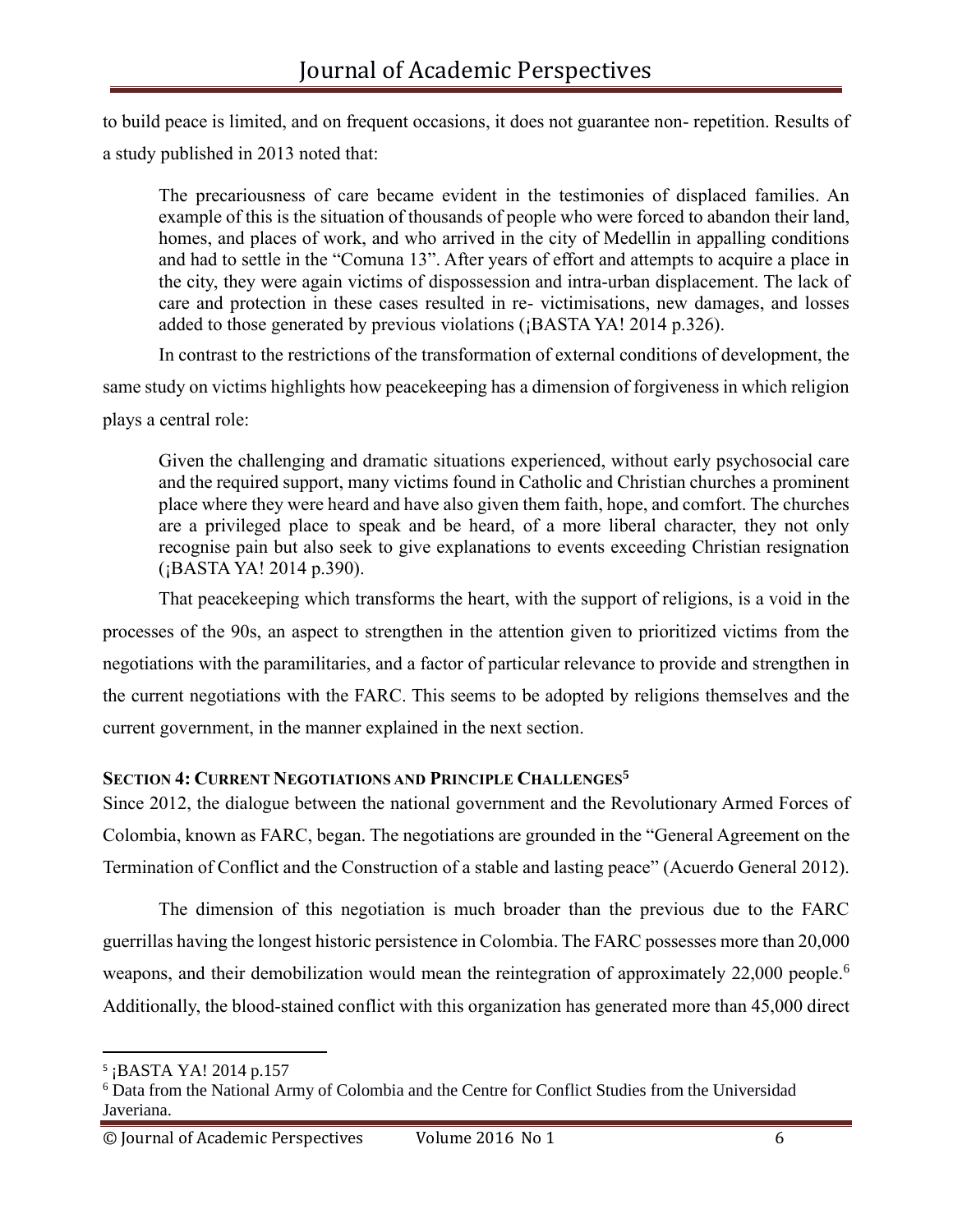to build peace is limited, and on frequent occasions, it does not guarantee non- repetition. Results of a study published in 2013 noted that:

> The precariousness of care became evident in the testimonies of displaced families. An example of this is the situation of thousands of people who were forced to abandon their land, homes, and places of work, and who arrived in the city of Medellin in appalling conditions and had to settle in the "Comuna 13". After years of effort and attempts to acquire a place in the city, they were again victims of dispossession and intra-urban displacement. The lack of care and protection in these cases resulted in re- victimisations, new damages, and losses added to those generated by previous violations (¡BASTA YA! 2014 p.326).

In contrast to the restrictions of the transformation of external conditions of development, the same study on victims highlights how peacekeeping has a dimension of forgiveness in which religion plays a central role:

> Given the challenging and dramatic situations experienced, without early psychosocial care and the required support, many victims found in Catholic and Christian churches a prominent place where they were heard and have also given them faith, hope, and comfort. The churches are a privileged place to speak and be heard, of a more liberal character, they not only recognise pain but also seek to give explanations to events exceeding Christian resignation (¡BASTA YA! 2014 p.390).

That peacekeeping which transforms the heart, with the support of religions, is a void in the processes of the 90s, an aspect to strengthen in the attention given to prioritized victims from the negotiations with the paramilitaries, and a factor of particular relevance to provide and strengthen in the current negotiations with the FARC. This seems to be adopted by religions themselves and the current government, in the manner explained in the next section.

## SECTION 4: CURRENT NEGOTIATIONS AND PRINCIPLE CHALLENGES[5]

Since 2012, the dialogue between the national government and the Revolutionary Armed Forces of Colombia, known as FARC, began. The negotiations are grounded in the "General Agreement on the Termination of Conflict and the Construction of a stable and lasting peace" (Acuerdo General 2012).

The dimension of this negotiation is much broader than the previous due to the FARC guerrillas having the longest historic persistence in Colombia. The FARC possesses more than 20,000 weapons, and their demobilization would mean the reintegration of approximately 22,000 people.[6] Additionally, the blood-stained conflict with this organization has generated more than 45,000 direct

---

[5] ¡BASTA YA! 2014 p.157

[6] Data from the National Army of Colombia and the Centre for Conflict Studies from the Universidad Javeriana.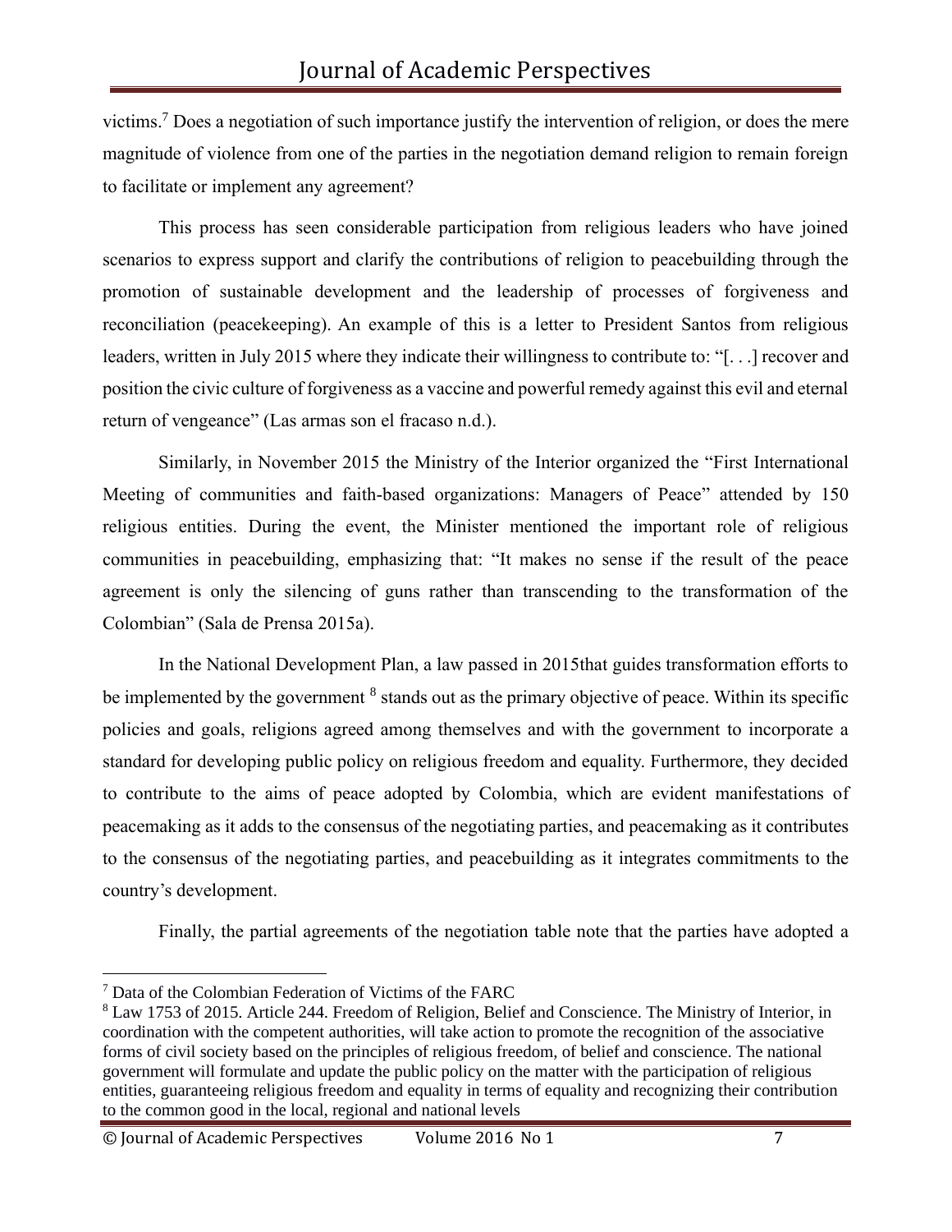victims.[7] Does a negotiation of such importance justify the intervention of religion, or does the mere magnitude of violence from one of the parties in the negotiation demand religion to remain foreign to facilitate or implement any agreement?

This process has seen considerable participation from religious leaders who have joined scenarios to express support and clarify the contributions of religion to peacebuilding through the promotion of sustainable development and the leadership of processes of forgiveness and reconciliation (peacekeeping). An example of this is a letter to President Santos from religious leaders, written in July 2015 where they indicate their willingness to contribute to: "[. . .] recover and position the civic culture of forgiveness as a vaccine and powerful remedy against this evil and eternal return of vengeance" (Las armas son el fracaso n.d.).

Similarly, in November 2015 the Ministry of the Interior organized the "First International Meeting of communities and faith-based organizations: Managers of Peace" attended by 150 religious entities. During the event, the Minister mentioned the important role of religious communities in peacebuilding, emphasizing that: "It makes no sense if the result of the peace agreement is only the silencing of guns rather than transcending to the transformation of the Colombian" (Sala de Prensa 2015a).

In the National Development Plan, a law passed in 2015that guides transformation efforts to be implemented by the government [8] stands out as the primary objective of peace. Within its specific policies and goals, religions agreed among themselves and with the government to incorporate a standard for developing public policy on religious freedom and equality. Furthermore, they decided to contribute to the aims of peace adopted by Colombia, which are evident manifestations of peacemaking as it adds to the consensus of the negotiating parties, and peacemaking as it contributes to the consensus of the negotiating parties, and peacebuilding as it integrates commitments to the country's development.

Finally, the partial agreements of the negotiation table note that the parties have adopted a

---

[7] Data of the Colombian Federation of Victims of the FARC

[8] Law 1753 of 2015. Article 244. Freedom of Religion, Belief and Conscience. The Ministry of Interior, in coordination with the competent authorities, will take action to promote the recognition of the associative forms of civil society based on the principles of religious freedom, of belief and conscience. The national government will formulate and update the public policy on the matter with the participation of religious entities, guaranteeing religious freedom and equality in terms of equality and recognizing their contribution to the common good in the local, regional and national levels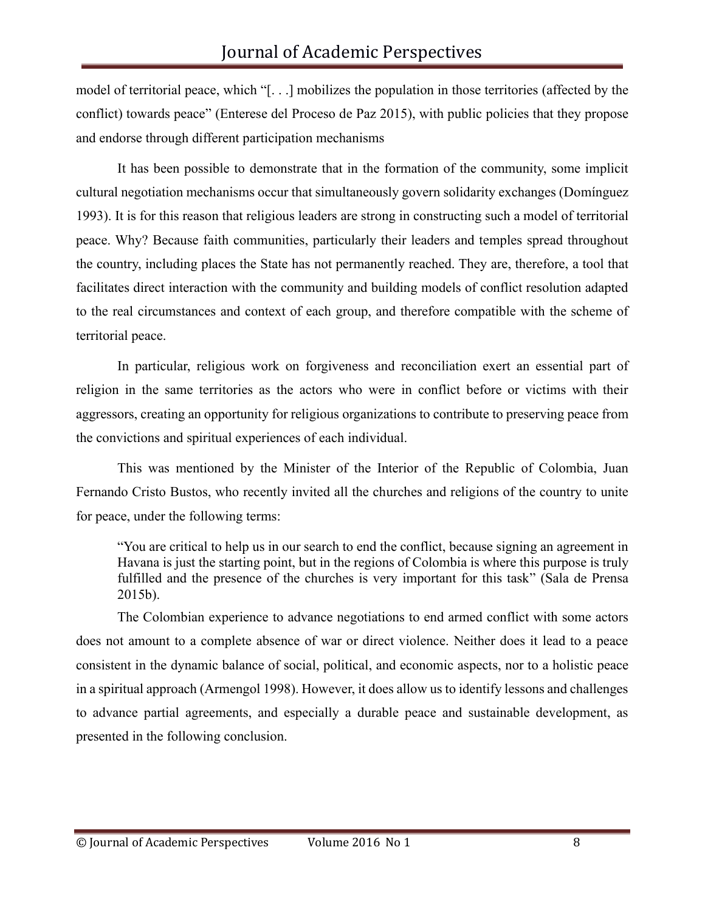model of territorial peace, which "[. . .] mobilizes the population in those territories (affected by the conflict) towards peace" (Enterese del Proceso de Paz 2015), with public policies that they propose and endorse through different participation mechanisms

It has been possible to demonstrate that in the formation of the community, some implicit cultural negotiation mechanisms occur that simultaneously govern solidarity exchanges (Domínguez 1993). It is for this reason that religious leaders are strong in constructing such a model of territorial peace. Why? Because faith communities, particularly their leaders and temples spread throughout the country, including places the State has not permanently reached. They are, therefore, a tool that facilitates direct interaction with the community and building models of conflict resolution adapted to the real circumstances and context of each group, and therefore compatible with the scheme of territorial peace.

In particular, religious work on forgiveness and reconciliation exert an essential part of religion in the same territories as the actors who were in conflict before or victims with their aggressors, creating an opportunity for religious organizations to contribute to preserving peace from the convictions and spiritual experiences of each individual.

This was mentioned by the Minister of the Interior of the Republic of Colombia, Juan Fernando Cristo Bustos, who recently invited all the churches and religions of the country to unite for peace, under the following terms:

> "You are critical to help us in our search to end the conflict, because signing an agreement in Havana is just the starting point, but in the regions of Colombia is where this purpose is truly fulfilled and the presence of the churches is very important for this task" (Sala de Prensa 2015b).

The Colombian experience to advance negotiations to end armed conflict with some actors does not amount to a complete absence of war or direct violence. Neither does it lead to a peace consistent in the dynamic balance of social, political, and economic aspects, nor to a holistic peace in a spiritual approach (Armengol 1998). However, it does allow us to identify lessons and challenges to advance partial agreements, and especially a durable peace and sustainable development, as presented in the following conclusion.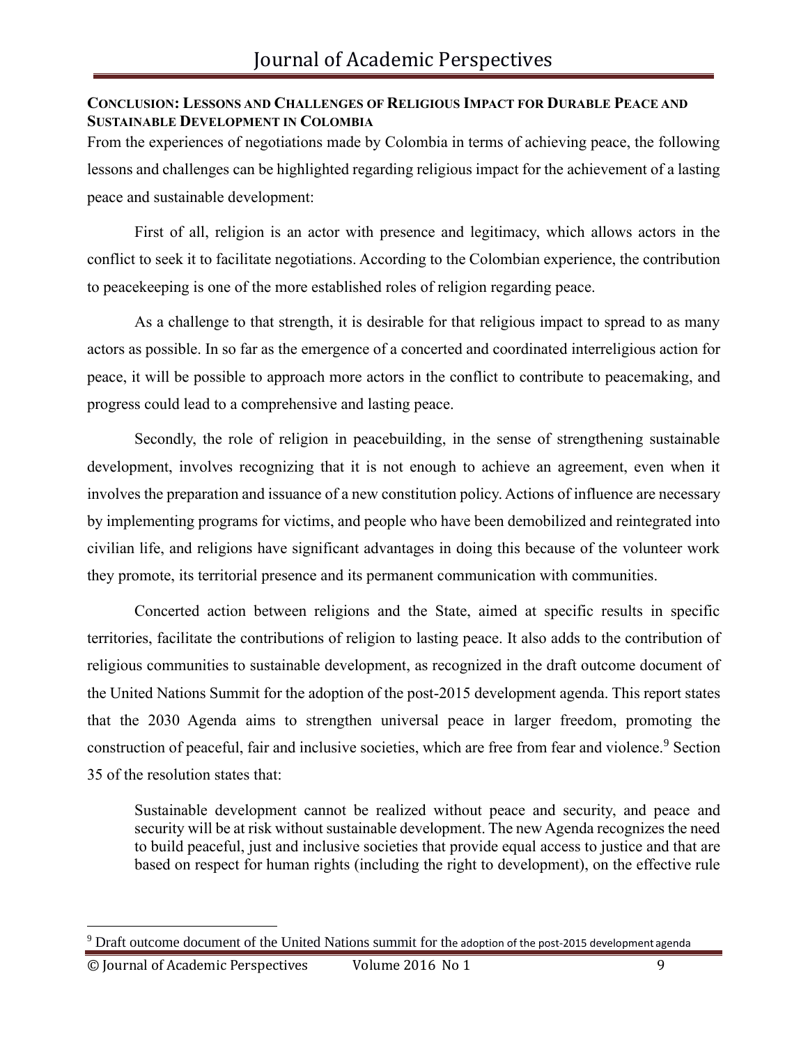## CONCLUSION: LESSONS AND CHALLENGES OF RELIGIOUS IMPACT FOR DURABLE PEACE AND SUSTAINABLE DEVELOPMENT IN COLOMBIA

From the experiences of negotiations made by Colombia in terms of achieving peace, the following lessons and challenges can be highlighted regarding religious impact for the achievement of a lasting peace and sustainable development:

First of all, religion is an actor with presence and legitimacy, which allows actors in the conflict to seek it to facilitate negotiations. According to the Colombian experience, the contribution to peacekeeping is one of the more established roles of religion regarding peace.

As a challenge to that strength, it is desirable for that religious impact to spread to as many actors as possible. In so far as the emergence of a concerted and coordinated interreligious action for peace, it will be possible to approach more actors in the conflict to contribute to peacemaking, and progress could lead to a comprehensive and lasting peace.

Secondly, the role of religion in peacebuilding, in the sense of strengthening sustainable development, involves recognizing that it is not enough to achieve an agreement, even when it involves the preparation and issuance of a new constitution policy. Actions of influence are necessary by implementing programs for victims, and people who have been demobilized and reintegrated into civilian life, and religions have significant advantages in doing this because of the volunteer work they promote, its territorial presence and its permanent communication with communities.

Concerted action between religions and the State, aimed at specific results in specific territories, facilitate the contributions of religion to lasting peace. It also adds to the contribution of religious communities to sustainable development, as recognized in the draft outcome document of the United Nations Summit for the adoption of the post-2015 development agenda. This report states that the 2030 Agenda aims to strengthen universal peace in larger freedom, promoting the construction of peaceful, fair and inclusive societies, which are free from fear and violence.[9] Section 35 of the resolution states that:

> Sustainable development cannot be realized without peace and security, and peace and security will be at risk without sustainable development. The new Agenda recognizes the need to build peaceful, just and inclusive societies that provide equal access to justice and that are based on respect for human rights (including the right to development), on the effective rule

[9] Draft outcome document of the United Nations summit for the adoption of the post-2015 development agenda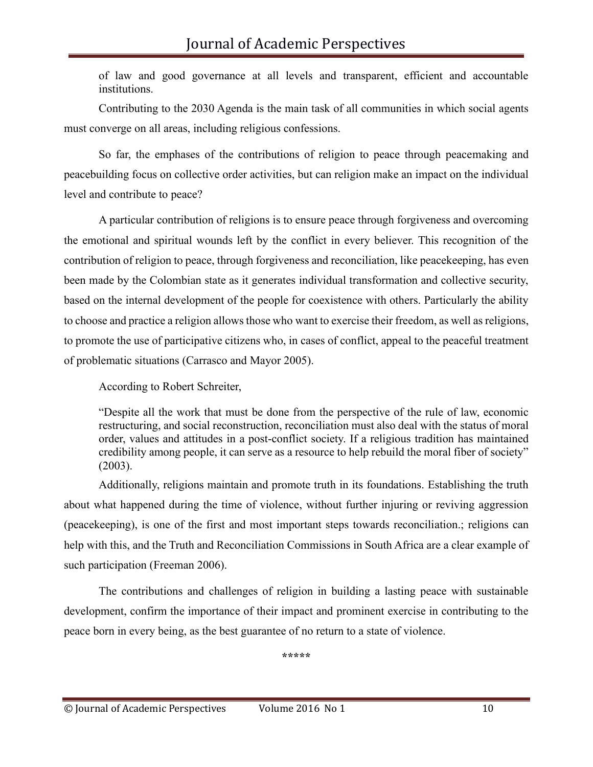of law and good governance at all levels and transparent, efficient and accountable institutions.

Contributing to the 2030 Agenda is the main task of all communities in which social agents must converge on all areas, including religious confessions.

So far, the emphases of the contributions of religion to peace through peacemaking and peacebuilding focus on collective order activities, but can religion make an impact on the individual level and contribute to peace?

A particular contribution of religions is to ensure peace through forgiveness and overcoming the emotional and spiritual wounds left by the conflict in every believer. This recognition of the contribution of religion to peace, through forgiveness and reconciliation, like peacekeeping, has even been made by the Colombian state as it generates individual transformation and collective security, based on the internal development of the people for coexistence with others. Particularly the ability to choose and practice a religion allows those who want to exercise their freedom, as well as religions, to promote the use of participative citizens who, in cases of conflict, appeal to the peaceful treatment of problematic situations (Carrasco and Mayor 2005).

According to Robert Schreiter,

> "Despite all the work that must be done from the perspective of the rule of law, economic restructuring, and social reconstruction, reconciliation must also deal with the status of moral order, values and attitudes in a post-conflict society. If a religious tradition has maintained credibility among people, it can serve as a resource to help rebuild the moral fiber of society" (2003).

Additionally, religions maintain and promote truth in its foundations. Establishing the truth about what happened during the time of violence, without further injuring or reviving aggression (peacekeeping), is one of the first and most important steps towards reconciliation.; religions can help with this, and the Truth and Reconciliation Commissions in South Africa are a clear example of such participation (Freeman 2006).

The contributions and challenges of religion in building a lasting peace with sustainable development, confirm the importance of their impact and prominent exercise in contributing to the peace born in every being, as the best guarantee of no return to a state of violence.

*****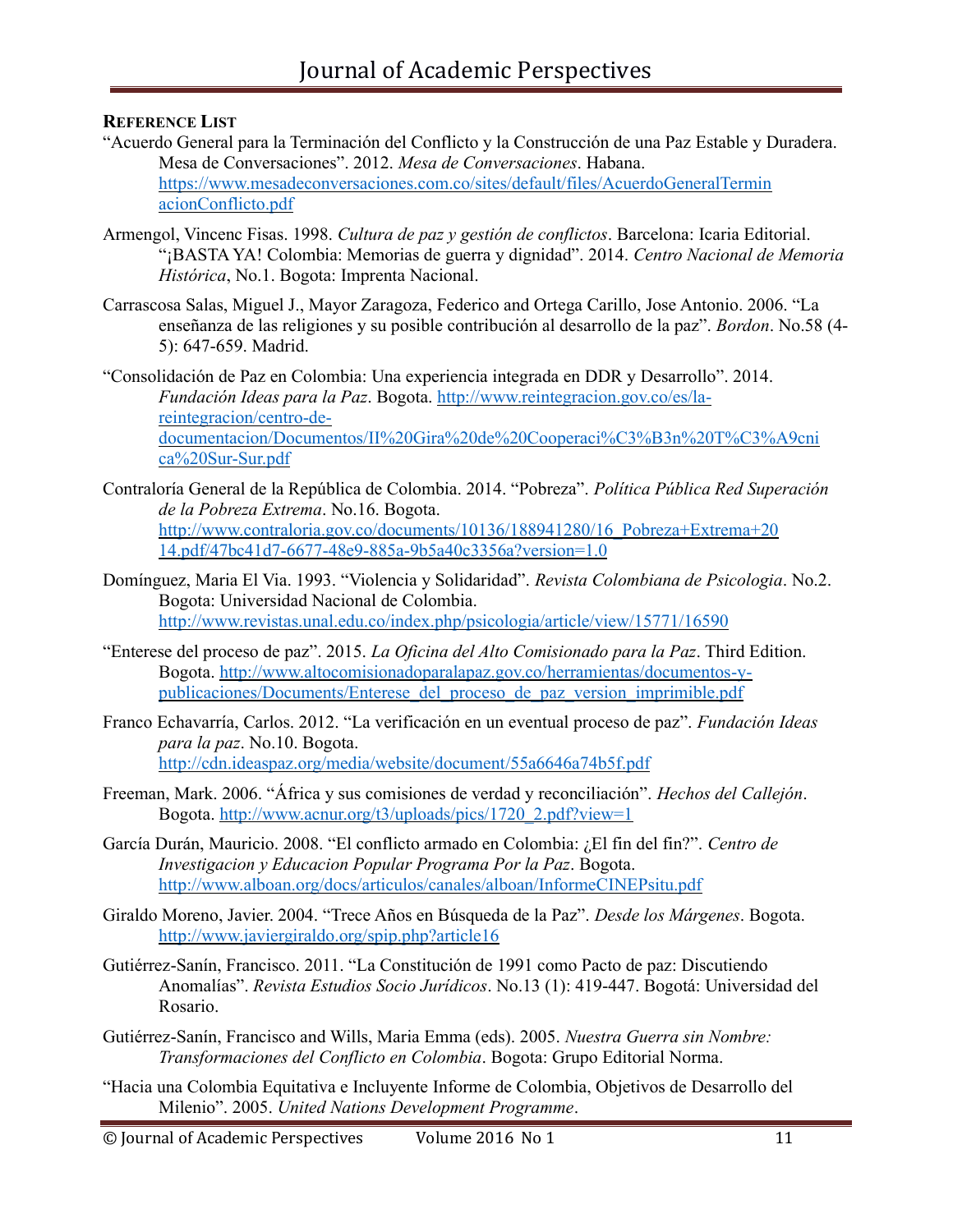**REFERENCE LIST**

"Acuerdo General para la Terminación del Conflicto y la Construcción de una Paz Estable y Duradera. Mesa de Conversaciones". 2012. *Mesa de Conversaciones*. Habana. https://www.mesadeconversaciones.com.co/sites/default/files/AcuerdoGeneralTerminacionConflicto.pdf

Armengol, Vincenc Fisas. 1998. *Cultura de paz y gestión de conflictos*. Barcelona: Icaria Editorial.

"¡BASTA YA! Colombia: Memorias de guerra y dignidad". 2014. *Centro Nacional de Memoria Histórica*, No.1. Bogota: Imprenta Nacional.

Carrascosa Salas, Miguel J., Mayor Zaragoza, Federico and Ortega Carillo, Jose Antonio. 2006. "La enseñanza de las religiones y su posible contribución al desarrollo de la paz". *Bordon*. No.58 (4-5): 647-659. Madrid.

"Consolidación de Paz en Colombia: Una experiencia integrada en DDR y Desarrollo". 2014. *Fundación Ideas para la Paz*. Bogota. http://www.reintegracion.gov.co/es/la-reintegracion/centro-de-documentacion/Documentos/II%20Gira%20de%20Cooperaci%C3%B3n%20T%C3%A9cnica%20Sur-Sur.pdf

Contraloría General de la República de Colombia. 2014. "Pobreza". *Política Pública Red Superación de la Pobreza Extrema*. No.16. Bogota. http://www.contraloria.gov.co/documents/10136/188941280/16_Pobreza+Extrema+2014.pdf/47bc41d7-6677-48e9-885a-9b5a40c3356a?version=1.0

Domínguez, Maria El Via. 1993. "Violencia y Solidaridad". *Revista Colombiana de Psicologia*. No.2. Bogota: Universidad Nacional de Colombia. http://www.revistas.unal.edu.co/index.php/psicologia/article/view/15771/16590

"Enterese del proceso de paz". 2015. *La Oficina del Alto Comisionado para la Paz*. Third Edition. Bogota. http://www.altocomisionadoparalapaz.gov.co/herramientas/documentos-y-publicaciones/Documents/Enterese_del_proceso_de_paz_version_imprimible.pdf

Franco Echavarría, Carlos. 2012. "La verificación en un eventual proceso de paz". *Fundación Ideas para la paz*. No.10. Bogota. http://cdn.ideaspaz.org/media/website/document/55a6646a74b5f.pdf

Freeman, Mark. 2006. "África y sus comisiones de verdad y reconciliación". *Hechos del Callejón*. Bogota. http://www.acnur.org/t3/uploads/pics/1720_2.pdf?view=1

García Durán, Mauricio. 2008. "El conflicto armado en Colombia: ¿El fin del fin?". *Centro de Investigacion y Educacion Popular Programa Por la Paz*. Bogota. http://www.alboan.org/docs/articulos/canales/alboan/InformeCINEPsitu.pdf

Giraldo Moreno, Javier. 2004. "Trece Años en Búsqueda de la Paz". *Desde los Márgenes*. Bogota. http://www.javiergiraldo.org/spip.php?article16

Gutiérrez-Sanín, Francisco. 2011. "La Constitución de 1991 como Pacto de paz: Discutiendo Anomalías". *Revista Estudios Socio Jurídicos*. No.13 (1): 419-447. Bogotá: Universidad del Rosario.

Gutiérrez-Sanín, Francisco and Wills, Maria Emma (eds). 2005. *Nuestra Guerra sin Nombre: Transformaciones del Conflicto en Colombia*. Bogota: Grupo Editorial Norma.

"Hacia una Colombia Equitativa e Incluyente Informe de Colombia, Objetivos de Desarrollo del Milenio". 2005. *United Nations Development Programme*.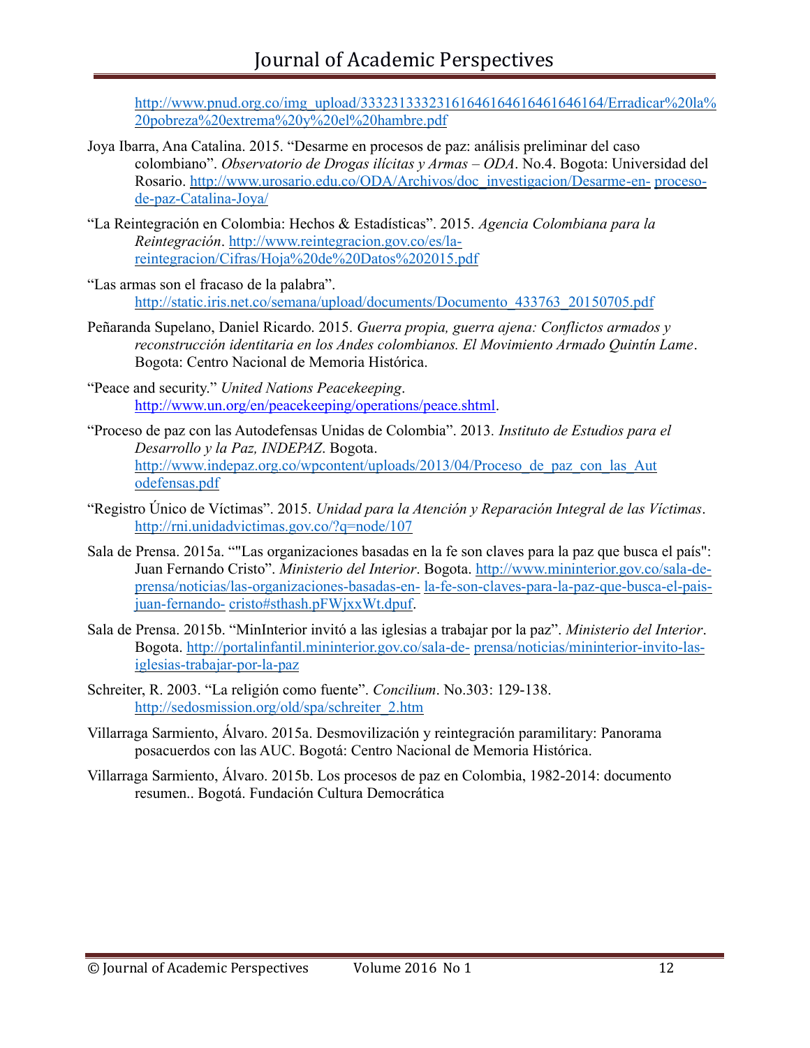http://www.pnud.org.co/img_upload/33323133323161646164616461646164/Erradicar%20la%20pobreza%20extrema%20y%20el%20hambre.pdf

Joya Ibarra, Ana Catalina. 2015. "Desarme en procesos de paz: análisis preliminar del caso colombiano". *Observatorio de Drogas ilícitas y Armas – ODA*. No.4. Bogota: Universidad del Rosario. http://www.urosario.edu.co/ODA/Archivos/doc_investigacion/Desarme-en- proceso-de-paz-Catalina-Joya/

"La Reintegración en Colombia: Hechos & Estadísticas". 2015. *Agencia Colombiana para la Reintegración*. http://www.reintegracion.gov.co/es/la-reintegracion/Cifras/Hoja%20de%20Datos%202015.pdf

"Las armas son el fracaso de la palabra". http://static.iris.net.co/semana/upload/documents/Documento_433763_20150705.pdf

Peñaranda Supelano, Daniel Ricardo. 2015. *Guerra propia, guerra ajena: Conflictos armados y reconstrucción identitaria en los Andes colombianos. El Movimiento Armado Quintín Lame*. Bogota: Centro Nacional de Memoria Histórica.

"Peace and security." *United Nations Peacekeeping*. http://www.un.org/en/peacekeeping/operations/peace.shtml.

"Proceso de paz con las Autodefensas Unidas de Colombia". 2013. *Instituto de Estudios para el Desarrollo y la Paz, INDEPAZ*. Bogota. http://www.indepaz.org.co/wpcontent/uploads/2013/04/Proceso_de_paz_con_las_Autodefensas.pdf

"Registro Único de Víctimas". 2015. *Unidad para la Atención y Reparación Integral de las Víctimas*. http://rni.unidadvictimas.gov.co/?q=node/107

Sala de Prensa. 2015a. ""Las organizaciones basadas en la fe son claves para la paz que busca el país": Juan Fernando Cristo". *Ministerio del Interior*. Bogota. http://www.mininterior.gov.co/sala-de-prensa/noticias/las-organizaciones-basadas-en- la-fe-son-claves-para-la-paz-que-busca-el-pais-juan-fernando- cristo#sthash.pFWjxxWt.dpuf.

Sala de Prensa. 2015b. "MinInterior invitó a las iglesias a trabajar por la paz". *Ministerio del Interior*. Bogota. http://portalinfantil.mininterior.gov.co/sala-de- prensa/noticias/mininterior-invito-las-iglesias-trabajar-por-la-paz

Schreiter, R. 2003. "La religión como fuente". *Concilium*. No.303: 129-138. http://sedosmission.org/old/spa/schreiter_2.htm

Villarraga Sarmiento, Álvaro. 2015a. Desmovilización y reintegración paramilitary: Panorama posacuerdos con las AUC. Bogotá: Centro Nacional de Memoria Histórica.

Villarraga Sarmiento, Álvaro. 2015b. Los procesos de paz en Colombia, 1982-2014: documento resumen.. Bogotá. Fundación Cultura Democrática